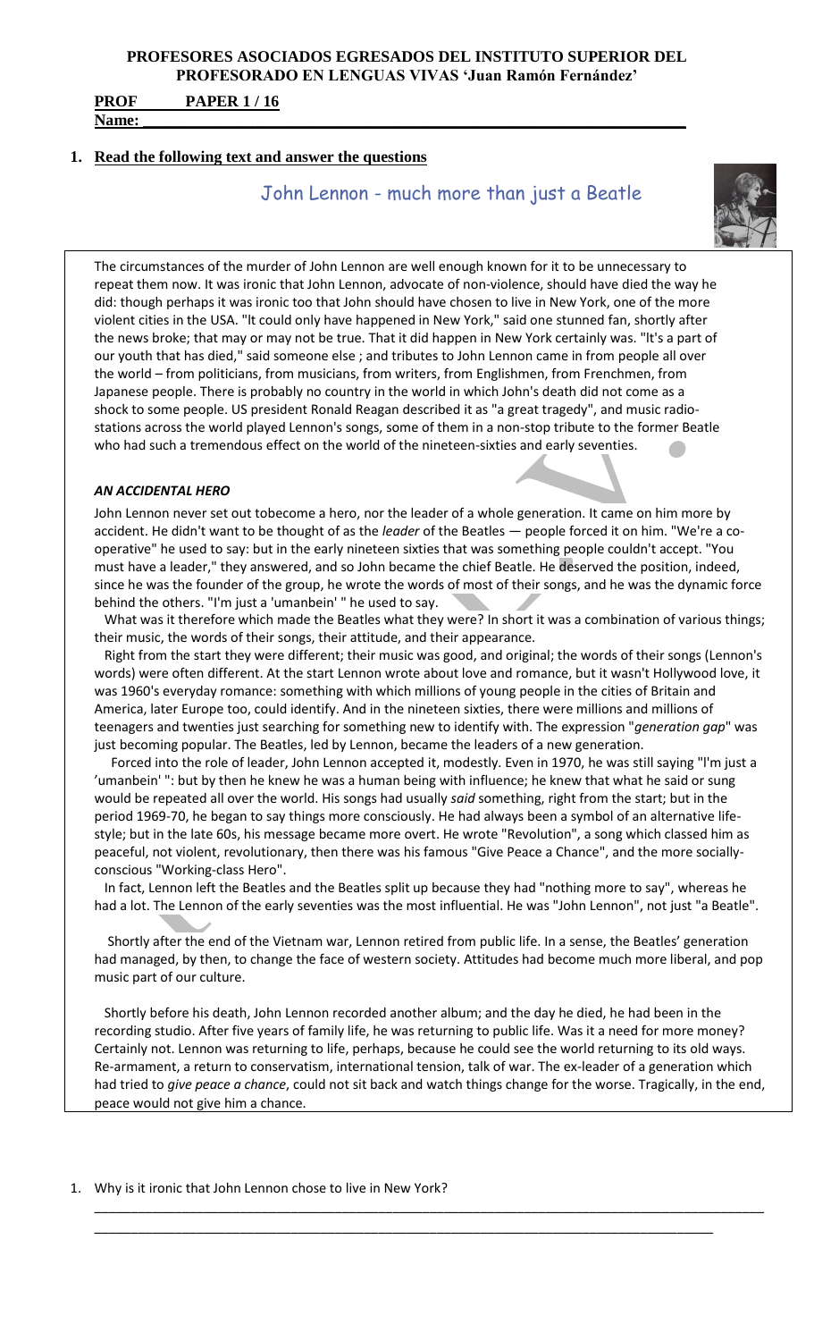**PROFESORES ASOCIADOS EGRESADOS DEL INSTITUTO SUPERIOR DEL PROFESORADO EN LENGUAS VIVAS 'Juan Ramón Fernández'**

**PROF PAPER 1 / 16**

**Name: \_\_\_\_\_\_\_\_\_\_\_\_\_\_\_\_\_\_\_\_\_\_\_\_\_\_\_\_\_\_\_\_\_\_\_\_\_\_\_\_\_\_\_\_\_\_\_\_\_\_\_\_\_\_\_\_\_\_\_\_\_\_\_**

## 1. Read the following text and answer the questions

# John Lennon - much more than just a Beatle

The circumstances of the murder of John Lennon are well enough known for it to be unnecessary to repeat them now. It was ironic that John Lennon, advocate of non-violence, should have died the way he did: though perhaps it was ironic too that John should have chosen to live in New York, one of the more violent cities in the USA. "It could only have happened in New York," said one stunned fan, shortly after the news broke; that may or may not be true. That it did happen in New York certainly was. "It's a part of our youth that has died," said someone else ; and tributes to John Lennon came in from people all over the world – from politicians, from musicians, from writers, from Englishmen, from Frenchmen, from Japanese people. There is probably no country in the world in which John's death did not come as a shock to some people. US president Ronald Reagan described it as "a great tragedy", and music radio-stations across the world played Lennon's songs, some of them in a non-stop tribute to the former Beatle who had such a tremendous effect on the world of the nineteen-sixties and early seventies.

### *AN ACCIDENTAL HERO*

John Lennon never set out tobecome a hero, nor the leader of a whole generation. It came on him more by accident. He didn't want to be thought of as the *leader* of the Beatles — people forced it on him. "We're a co-operative" he used to say: but in the early nineteen sixties that was something people couldn't accept. "You must have a leader," they answered, and so John became the chief Beatle. He deserved the position, indeed, since he was the founder of the group, he wrote the words of most of their songs, and he was the dynamic force behind the others. "I'm just a 'umanbein' " he used to say.

What was it therefore which made the Beatles what they were? In short it was a combination of various things; their music, the words of their songs, their attitude, and their appearance.

Right from the start they were different; their music was good, and original; the words of their songs (Lennon's words) were often different. At the start Lennon wrote about love and romance, but it wasn't Hollywood love, it was 1960's everyday romance: something with which millions of young people in the cities of Britain and America, later Europe too, could identify. And in the nineteen sixties, there were millions and millions of teenagers and twenties just searching for something new to identify with. The expression "*generation gap*" was just becoming popular. The Beatles, led by Lennon, became the leaders of a new generation.

Forced into the role of leader, John Lennon accepted it, modestly. Even in 1970, he was still saying "I'm just a 'umanbein' ": but by then he knew he was a human being with influence; he knew that what he said or sung would be repeated all over the world. His songs had usually *said* something, right from the start; but in the period 1969-70, he began to say things more consciously. He had always been a symbol of an alternative life-style; but in the late 60s, his message became more overt. He wrote "Revolution", a song which classed him as peaceful, not violent, revolutionary, then there was his famous "Give Peace a Chance", and the more socially-conscious "Working-class Hero".

In fact, Lennon left the Beatles and the Beatles split up because they had "nothing more to say", whereas he had a lot. The Lennon of the early seventies was the most influential. He was "John Lennon", not just "a Beatle".

Shortly after the end of the Vietnam war, Lennon retired from public life. In a sense, the Beatles' generation had managed, by then, to change the face of western society. Attitudes had become much more liberal, and pop music part of our culture.

Shortly before his death, John Lennon recorded another album; and the day he died, he had been in the recording studio. After five years of family life, he was returning to public life. Was it a need for more money? Certainly not. Lennon was returning to life, perhaps, because he could see the world returning to its old ways. Re-armament, a return to conservatism, international tension, talk of war. The ex-leader of a generation which had tried to *give peace a chance*, could not sit back and watch things change for the worse. Tragically, in the end, peace would not give him a chance.

1. Why is it ironic that John Lennon chose to live in New York?

\_\_\_\_\_\_\_\_\_\_\_\_\_\_\_\_\_\_\_\_\_\_\_\_\_\_\_\_\_\_\_\_\_\_\_\_\_\_\_\_\_\_\_\_\_\_\_\_\_\_\_\_\_\_\_\_\_\_\_\_\_\_\_\_\_\_\_\_\_\_\_\_\_\_\_\_\_\_\_\_\_\_\_\_\_\_\_\_\_\_

\_\_\_\_\_\_\_\_\_\_\_\_\_\_\_\_\_\_\_\_\_\_\_\_\_\_\_\_\_\_\_\_\_\_\_\_\_\_\_\_\_\_\_\_\_\_\_\_\_\_\_\_\_\_\_\_\_\_\_\_\_\_\_\_\_\_\_\_\_\_\_\_\_\_\_\_\_\_\_\_\_\_\_\_\_\_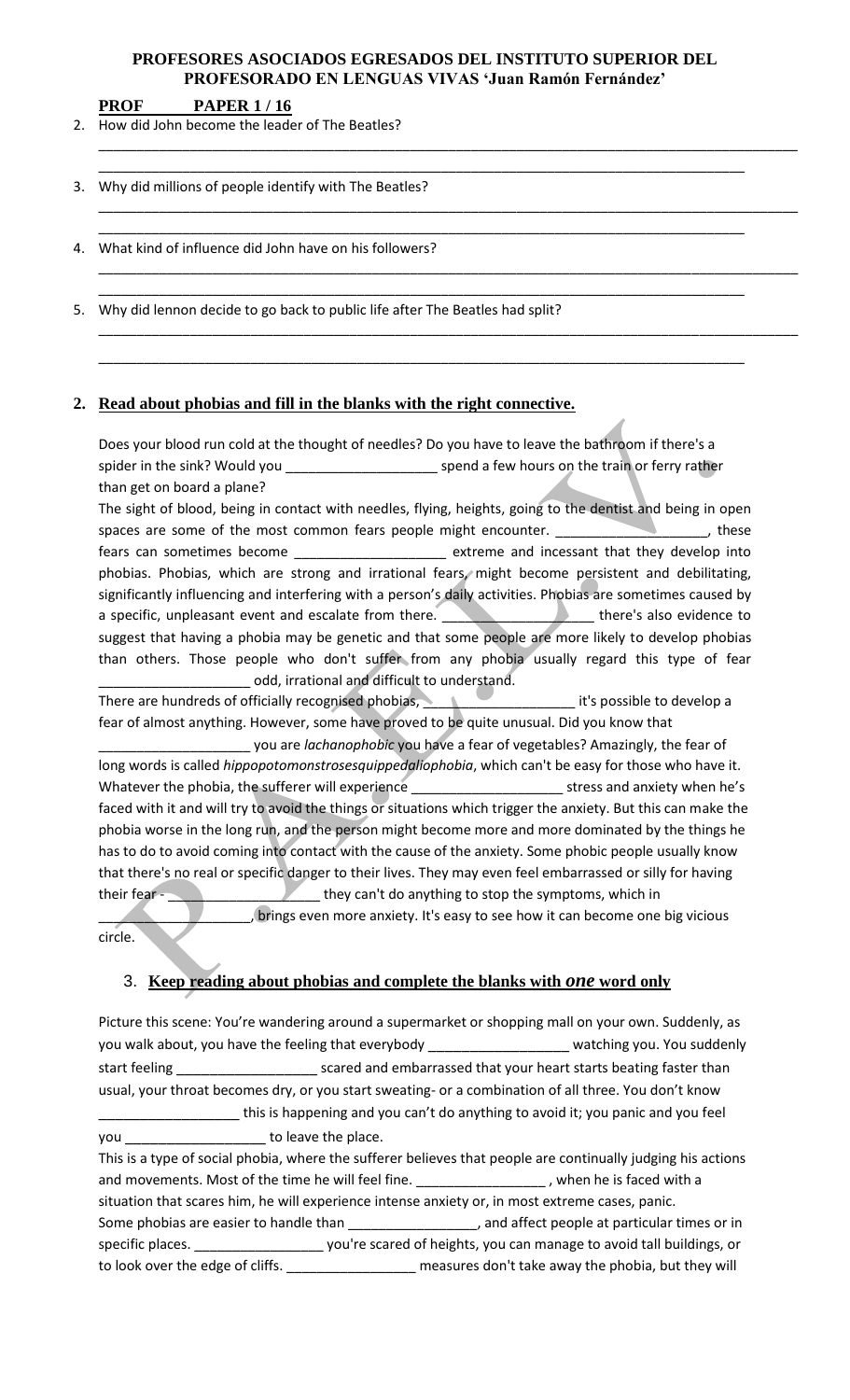**PROFESORES ASOCIADOS EGRESADOS DEL INSTITUTO SUPERIOR DEL PROFESORADO EN LENGUAS VIVAS 'Juan Ramón Fernández'**

**PROF PAPER 1 / 16**

2. How did John become the leader of The Beatles?

______________________________________________________________________________

______________________________________________________________________________

3. Why did millions of people identify with The Beatles?

______________________________________________________________________________

______________________________________________________________________________

4. What kind of influence did John have on his followers?

______________________________________________________________________________

______________________________________________________________________________

5. Why did lennon decide to go back to public life after The Beatles had split?

______________________________________________________________________________

______________________________________________________________________________

## 2. Read about phobias and fill in the blanks with the right connective.

Does your blood run cold at the thought of needles? Do you have to leave the bathroom if there's a spider in the sink? Would you ____________________ spend a few hours on the train or ferry rather than get on board a plane?

The sight of blood, being in contact with needles, flying, heights, going to the dentist and being in open spaces are some of the most common fears people might encounter. ____________________, these fears can sometimes become ____________________ extreme and incessant that they develop into phobias. Phobias, which are strong and irrational fears, might become persistent and debilitating, significantly influencing and interfering with a person's daily activities. Phobias are sometimes caused by a specific, unpleasant event and escalate from there. ____________________ there's also evidence to suggest that having a phobia may be genetic and that some people are more likely to develop phobias than others. Those people who don't suffer from any phobia usually regard this type of fear ____________________ odd, irrational and difficult to understand.

There are hundreds of officially recognised phobias, ____________________ it's possible to develop a fear of almost anything. However, some have proved to be quite unusual. Did you know that ____________________ you are *lachanophobic* you have a fear of vegetables? Amazingly, the fear of long words is called *hippopotomonstrosesquippedaliophobia*, which can't be easy for those who have it. Whatever the phobia, the sufferer will experience ____________________ stress and anxiety when he's faced with it and will try to avoid the things or situations which trigger the anxiety. But this can make the phobia worse in the long run, and the person might become more and more dominated by the things he has to do to avoid coming into contact with the cause of the anxiety. Some phobic people usually know that there's no real or specific danger to their lives. They may even feel embarrassed or silly for having their fear - ____________________ they can't do anything to stop the symptoms, which in ____________________, brings even more anxiety. It's easy to see how it can become one big vicious circle.

## 3. Keep reading about phobias and complete the blanks with *one* word only

Picture this scene: You're wandering around a supermarket or shopping mall on your own. Suddenly, as you walk about, you have the feeling that everybody __________________ watching you. You suddenly start feeling __________________ scared and embarrassed that your heart starts beating faster than usual, your throat becomes dry, or you start sweating- or a combination of all three. You don't know __________________ this is happening and you can't do anything to avoid it; you panic and you feel you __________________ to leave the place.

This is a type of social phobia, where the sufferer believes that people are continually judging his actions and movements. Most of the time he will feel fine. _________________ , when he is faced with a situation that scares him, he will experience intense anxiety or, in most extreme cases, panic.

Some phobias are easier to handle than _________________, and affect people at particular times or in specific places. _________________ you're scared of heights, you can manage to avoid tall buildings, or to look over the edge of cliffs. _________________ measures don't take away the phobia, but they will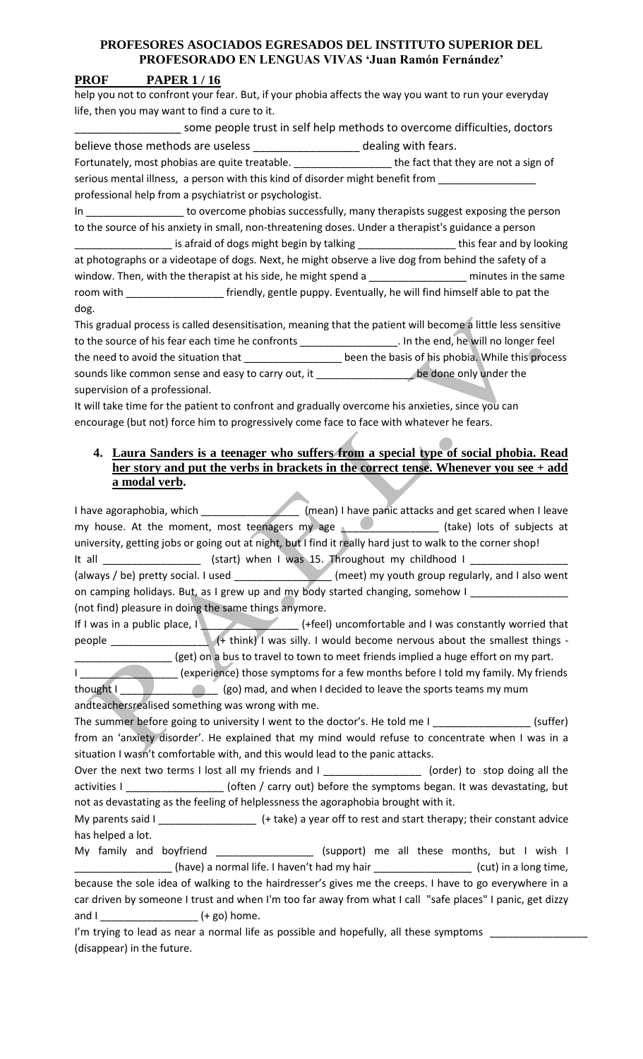help you not to confront your fear. But, if your phobia affects the way you want to run your everyday life, then you may want to find a cure to it.

_________________ some people trust in self help methods to overcome difficulties, doctors believe those methods are useless _________________ dealing with fears.

Fortunately, most phobias are quite treatable. _________________ the fact that they are not a sign of serious mental illness, a person with this kind of disorder might benefit from _________________ professional help from a psychiatrist or psychologist.

In _________________ to overcome phobias successfully, many therapists suggest exposing the person to the source of his anxiety in small, non-threatening doses. Under a therapist's guidance a person _________________ is afraid of dogs might begin by talking _________________ this fear and by looking at photographs or a videotape of dogs. Next, he might observe a live dog from behind the safety of a window. Then, with the therapist at his side, he might spend a _________________ minutes in the same room with _________________ friendly, gentle puppy. Eventually, he will find himself able to pat the dog.

This gradual process is called desensitisation, meaning that the patient will become a little less sensitive to the source of his fear each time he confronts _________________. In the end, he will no longer feel the need to avoid the situation that _________________ been the basis of his phobia. While this process sounds like common sense and easy to carry out, it _________________ be done only under the supervision of a professional.

It will take time for the patient to confront and gradually overcome his anxieties, since you can encourage (but not) force him to progressively come face to face with whatever he fears.

4. **Laura Sanders is a teenager who suffers from a special type of social phobia. Read her story and put the verbs in brackets in the correct tense. Whenever you see + add a modal verb.**

I have agoraphobia, which _________________ (mean) I have panic attacks and get scared when I leave my house. At the moment, most teenagers my age _________________ (take) lots of subjects at university, getting jobs or going out at night, but I find it really hard just to walk to the corner shop!

It all _________________ (start) when I was 15. Throughout my childhood I _________________ (always / be) pretty social. I used _________________ (meet) my youth group regularly, and I also went on camping holidays. But, as I grew up and my body started changing, somehow I _________________ (not find) pleasure in doing the same things anymore.

If I was in a public place, I _________________ (+feel) uncomfortable and I was constantly worried that people _________________ (+ think) I was silly. I would become nervous about the smallest things - _________________ (get) on a bus to travel to town to meet friends implied a huge effort on my part.

I _________________ (experience) those symptoms for a few months before I told my family. My friends thought I _________________ (go) mad, and when I decided to leave the sports teams my mum andteachersrealised something was wrong with me.

The summer before going to university I went to the doctor's. He told me I _________________ (suffer) from an 'anxiety disorder'. He explained that my mind would refuse to concentrate when I was in a situation I wasn't comfortable with, and this would lead to the panic attacks.

Over the next two terms I lost all my friends and I _________________ (order) to stop doing all the activities I _________________ (often / carry out) before the symptoms began. It was devastating, but not as devastating as the feeling of helplessness the agoraphobia brought with it.

My parents said I _________________ (+ take) a year off to rest and start therapy; their constant advice has helped a lot.

My family and boyfriend _________________ (support) me all these months, but I wish I _________________ (have) a normal life. I haven't had my hair _________________ (cut) in a long time, because the sole idea of walking to the hairdresser's gives me the creeps. I have to go everywhere in a car driven by someone I trust and when I'm too far away from what I call "safe places" I panic, get dizzy and I _________________ (+ go) home.

I'm trying to lead as near a normal life as possible and hopefully, all these symptoms _________________ (disappear) in the future.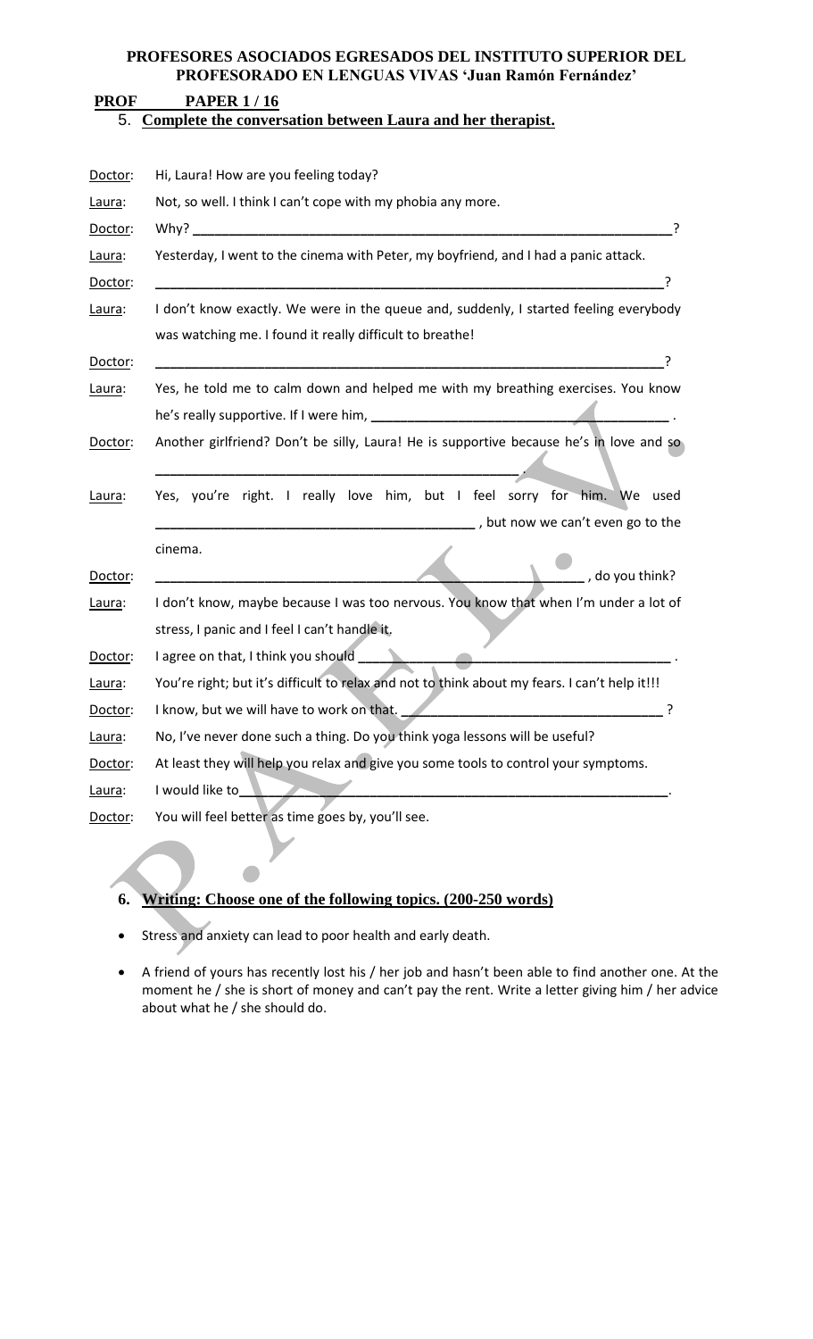**PROFESORES ASOCIADOS EGRESADOS DEL INSTITUTO SUPERIOR DEL PROFESORADO EN LENGUAS VIVAS 'Juan Ramón Fernández'**

**PROF PAPER 1 / 16**

5. **Complete the conversation between Laura and her therapist.**

| | |
|---|---|
| Doctor: | Hi, Laura! How are you feeling today? |
| Laura: | Not, so well. I think I can't cope with my phobia any more. |
| Doctor: | Why? ______________________________________________________________? |
| Laura: | Yesterday, I went to the cinema with Peter, my boyfriend, and I had a panic attack. |
| Doctor: | ______________________________________________________________? |
| Laura: | I don't know exactly. We were in the queue and, suddenly, I started feeling everybody was watching me. I found it really difficult to breathe! |
| Doctor: | ______________________________________________________________? |
| Laura: | Yes, he told me to calm down and helped me with my breathing exercises. You know he's really supportive. If I were him, ______________________________________ . |
| Doctor: | Another girlfriend? Don't be silly, Laura! He is supportive because he's in love and so ______________________________________ . |
| Laura: | Yes, you're right. I really love him, but I feel sorry for him. We used ______________________________________ , but now we can't even go to the cinema. |
| Doctor: | ______________________________________________________________ , do you think? |
| Laura: | I don't know, maybe because I was too nervous. You know that when I'm under a lot of stress, I panic and I feel I can't handle it. |
| Doctor: | I agree on that, I think you should ______________________________________ . |
| Laura: | You're right; but it's difficult to relax and not to think about my fears. I can't help it!!! |
| Doctor: | I know, but we will have to work on that. ______________________________________ ? |
| Laura: | No, I've never done such a thing. Do you think yoga lessons will be useful? |
| Doctor: | At least they will help you relax and give you some tools to control your symptoms. |
| Laura: | I would like to______________________________________________________. |
| Doctor: | You will feel better as time goes by, you'll see. |

6. **Writing: Choose one of the following topics. (200-250 words)**

- Stress and anxiety can lead to poor health and early death.
- A friend of yours has recently lost his / her job and hasn't been able to find another one. At the moment he / she is short of money and can't pay the rent. Write a letter giving him / her advice about what he / she should do.